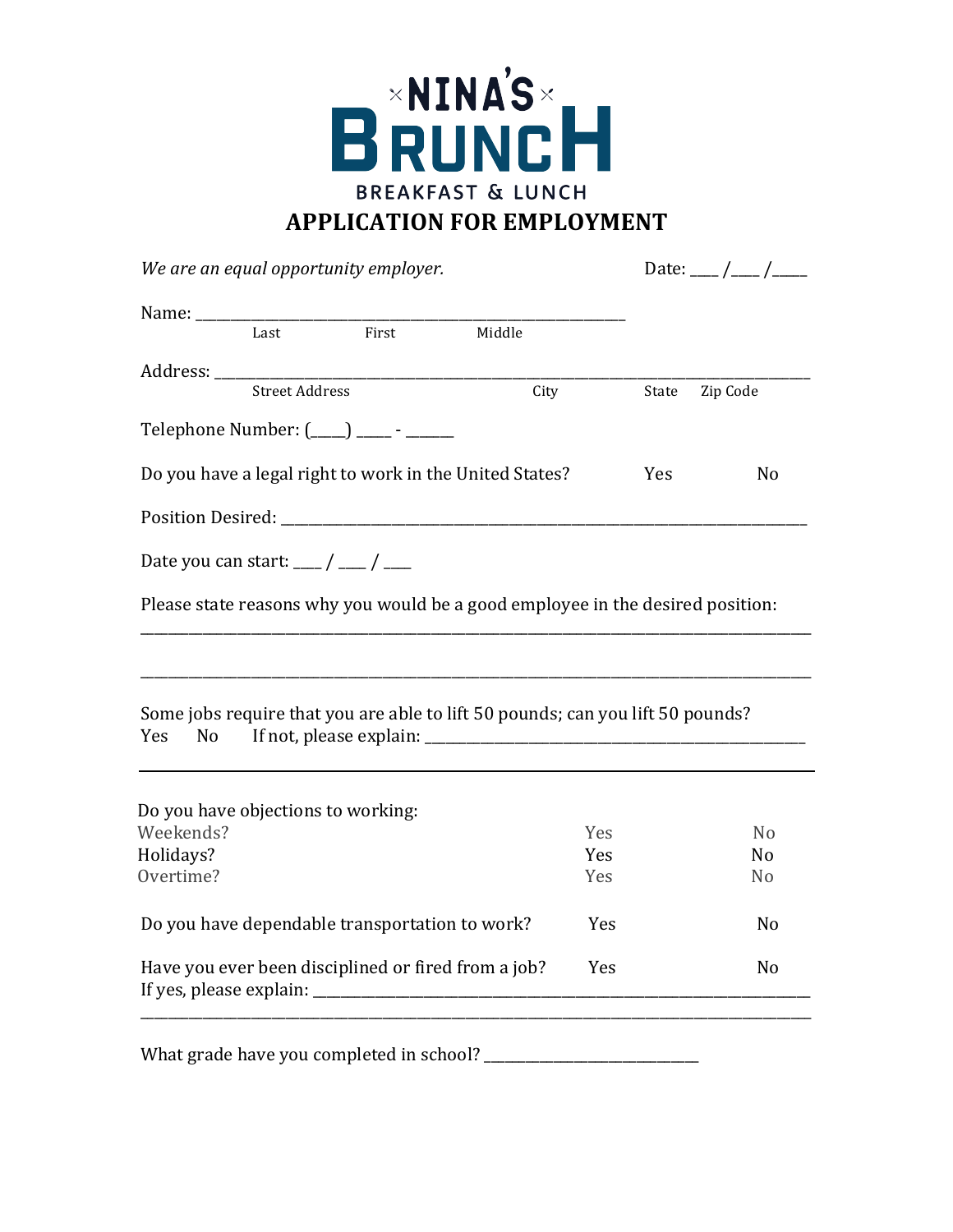# ×NINA'S× BRUNCH

BREAKFAST & LUNCH

## APPLICATION FOR EMPLOYMENT

*We are an equal opportunity employer.* Date: ____ /____ /_____

Name: ___________________________________________________________
Last First Middle

Address: ____________________________________________________________________________________
Street Address City State Zip Code

Telephone Number: (_____) _____ - ______

Do you have a legal right to work in the United States? Yes No

Position Desired: ___________________________________________________________________________

Date you can start: ____ / ____ / ____

Please state reasons why you would be a good employee in the desired position:

_____________________________________________________________________________________________

_____________________________________________________________________________________________

Some jobs require that you are able to lift 50 pounds; can you lift 50 pounds?
Yes No If not, please explain: _____________________________________________________

---

Do you have objections to working:

| | | |
|---|---|---|
| Weekends? | Yes | No |
| Holidays? | Yes | No |
| Overtime? | Yes | No |

Do you have dependable transportation to work? Yes No

Have you ever been disciplined or fired from a job? Yes No
If yes, please explain: _______________________________________________________________________
_____________________________________________________________________________________________

What grade have you completed in school? ____________________________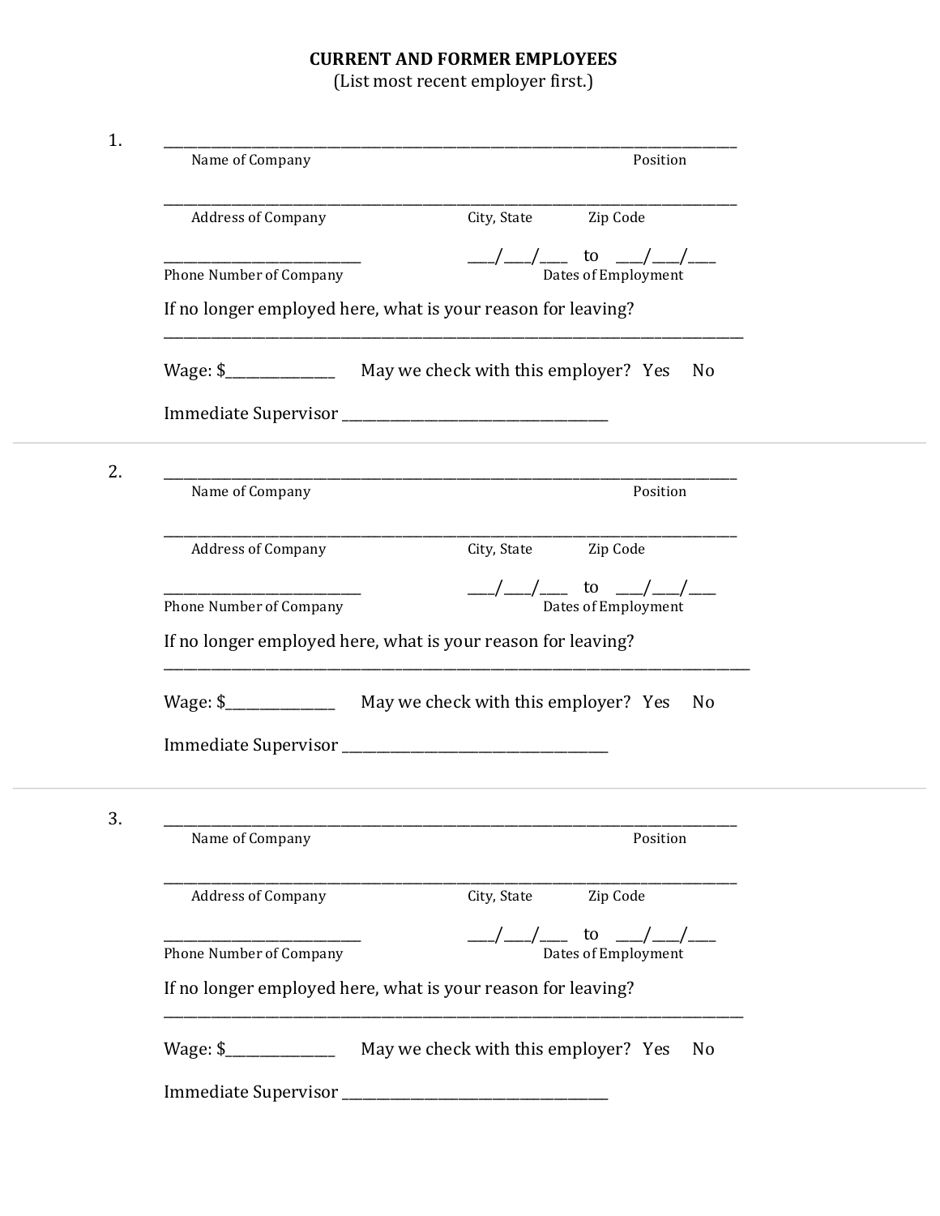**CURRENT AND FORMER EMPLOYEES**
(List most recent employer first.)

1. ________________________________________________________________________________

   Name of Company                                                                                    Position

   ________________________________________________________________________________

   Address of Company                                            City, State              Zip Code

   ___________________________                   ____/____/____   to   ____/____/____

   Phone Number of Company                                                   Dates of Employment

   If no longer employed here, what is your reason for leaving?

   ________________________________________________________________________________

   Wage: $_______________     May we check with this employer?   Yes     No

   Immediate Supervisor ____________________________________

---

2. ________________________________________________________________________________

   Name of Company                                                                                    Position

   ________________________________________________________________________________

   Address of Company                                            City, State              Zip Code

   ___________________________                   ____/____/____   to   ____/____/____

   Phone Number of Company                                                   Dates of Employment

   If no longer employed here, what is your reason for leaving?

   ________________________________________________________________________________

   Wage: $_______________     May we check with this employer?   Yes     No

   Immediate Supervisor ____________________________________

---

3. ________________________________________________________________________________

   Name of Company                                                                                    Position

   ________________________________________________________________________________

   Address of Company                                            City, State              Zip Code

   ___________________________                   ____/____/____   to   ____/____/____

   Phone Number of Company                                                   Dates of Employment

   If no longer employed here, what is your reason for leaving?

   ________________________________________________________________________________

   Wage: $_______________     May we check with this employer?   Yes     No

   Immediate Supervisor ____________________________________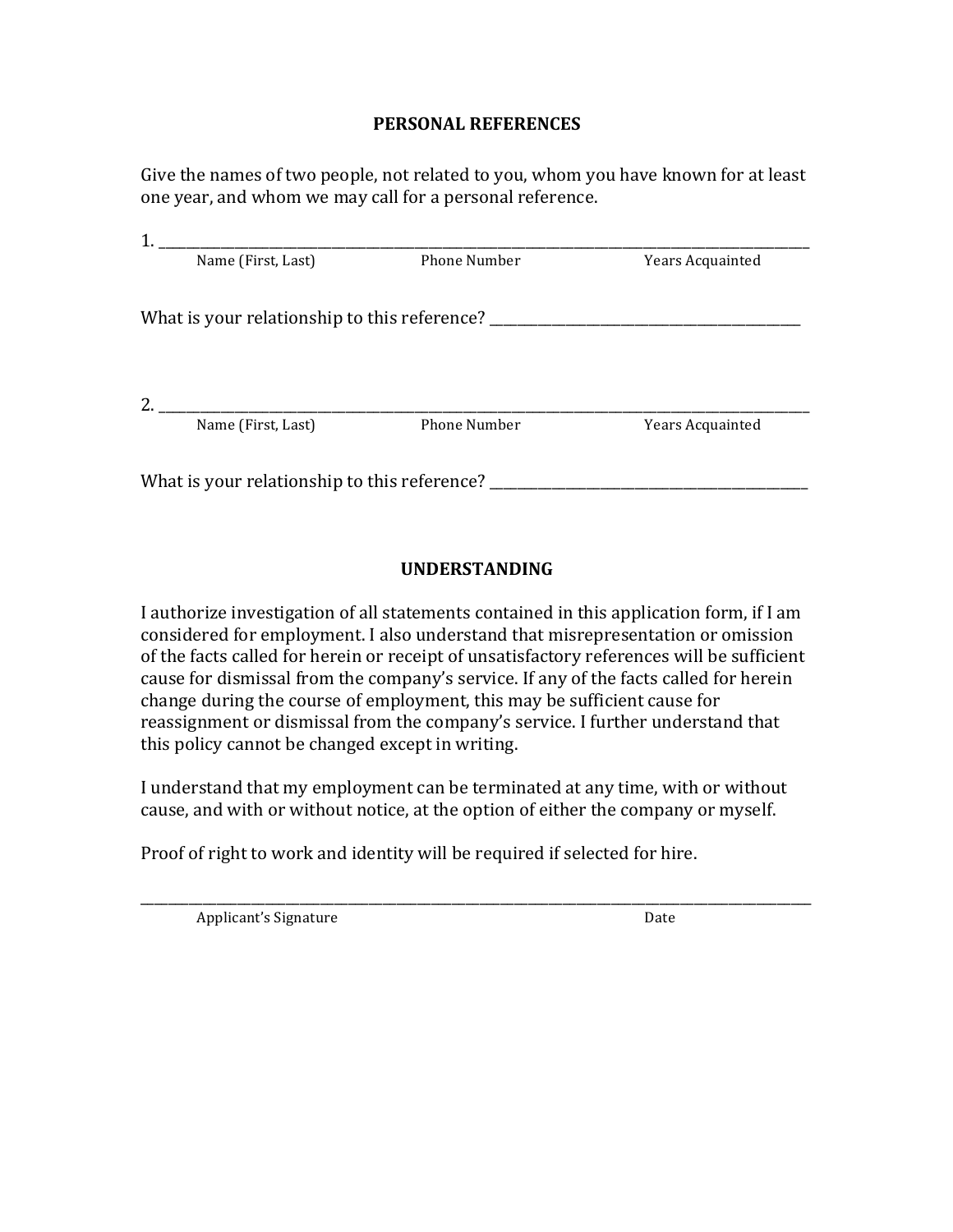## PERSONAL REFERENCES

Give the names of two people, not related to you, whom you have known for at least one year, and whom we may call for a personal reference.

1. ______________________________________________________________________________
Name (First, Last) Phone Number Years Acquainted

What is your relationship to this reference? ________________________________________

2. ______________________________________________________________________________
Name (First, Last) Phone Number Years Acquainted

What is your relationship to this reference? ________________________________________

## UNDERSTANDING

I authorize investigation of all statements contained in this application form, if I am considered for employment. I also understand that misrepresentation or omission of the facts called for herein or receipt of unsatisfactory references will be sufficient cause for dismissal from the company's service. If any of the facts called for herein change during the course of employment, this may be sufficient cause for reassignment or dismissal from the company's service. I further understand that this policy cannot be changed except in writing.

I understand that my employment can be terminated at any time, with or without cause, and with or without notice, at the option of either the company or myself.

Proof of right to work and identity will be required if selected for hire.

______________________________________________________________________________
Applicant's Signature Date